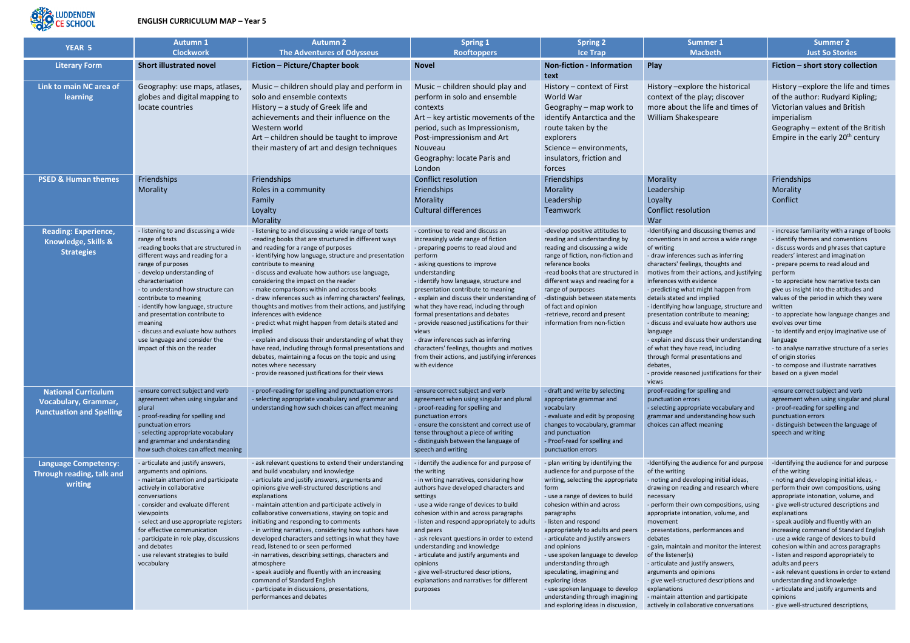LUDDENDEN CE SCHOOL

## ENGLISH CURRICULUM MAP – Year 5

| YEAR 5 | Autumn 1 Clockwork | Autumn 2 The Adventures of Odysseus | Spring 1 Rooftoppers | Spring 2 Ice Trap | Summer 1 Macbeth | Summer 2 Just So Stories |
|---|---|---|---|---|---|---|
| **Literary Form** | **Short illustrated novel** | **Fiction – Picture/Chapter book** | **Novel** | **Non-fiction - Information text** | **Play** | **Fiction – short story collection** |
| **Link to main NC area of learning** | Geography: use maps, atlases, globes and digital mapping to locate countries | Music – children should play and perform in solo and ensemble contexts<br>History – a study of Greek life and achievements and their influence on the Western world<br>Art – children should be taught to improve their mastery of art and design techniques | Music – children should play and perform in solo and ensemble contexts<br>Art – key artistic movements of the period, such as Impressionism, Post-impressionism and Art Nouveau<br>Geography: locate Paris and London | History – context of First World War<br>Geography – map work to identify Antarctica and the route taken by the explorers<br>Science – environments, insulators, friction and forces | History –explore the historical context of the play; discover more about the life and times of William Shakespeare | History –explore the life and times of the author: Rudyard Kipling; Victorian values and British imperialism<br>Geography – extent of the British Empire in the early 20th century |
| **PSED & Human themes** | Friendships<br>Morality | Friendships<br>Roles in a community<br>Family<br>Loyalty<br>Morality | Conflict resolution<br>Friendships<br>Morality<br>Cultural differences | Friendships<br>Morality<br>Leadership<br>Teamwork | Morality<br>Leadership<br>Loyalty<br>Conflict resolution<br>War | Friendships<br>Morality<br>Conflict |
| **Reading: Experience, Knowledge, Skills & Strategies** | - listening to and discussing a wide range of texts<br>-reading books that are structured in different ways and reading for a range of purposes<br>- develop understanding of characterisation<br>- to understand how structure can contribute to meaning<br>- identify how language, structure and presentation contribute to meaning<br>- discuss and evaluate how authors use language and consider the impact of this on the reader | - listening to and discussing a wide range of texts<br>-reading books that are structured in different ways and reading for a range of purposes<br>- identifying how language, structure and presentation contribute to meaning<br>- discuss and evaluate how authors use language, considering the impact on the reader<br>- make comparisons within and across books<br>- draw inferences such as inferring characters' feelings, thoughts and motives from their actions, and justifying inferences with evidence<br>- predict what might happen from details stated and implied<br>- explain and discuss their understanding of what they have read, including through formal presentations and debates, maintaining a focus on the topic and using notes where necessary<br>- provide reasoned justifications for their views | - continue to read and discuss an increasingly wide range of fiction<br>- preparing poems to read aloud and perform<br>- asking questions to improve understanding<br>- identify how language, structure and presentation contribute to meaning<br>- explain and discuss their understanding of what they have read, including through formal presentations and debates<br>- provide reasoned justifications for their views<br>- draw inferences such as inferring characters' feelings, thoughts and motives from their actions, and justifying inferences with evidence | -develop positive attitudes to reading and understanding by reading and discussing a wide range of fiction, non-fiction and reference books<br>-read books that are structured in different ways and reading for a range of purposes<br>-distinguish between statements of fact and opinion<br>-retrieve, record and present information from non-fiction | -Identifying and discussing themes and conventions in and across a wide range of writing<br>- draw inferences such as inferring characters' feelings, thoughts and motives from their actions, and justifying inferences with evidence<br>- predicting what might happen from details stated and implied<br>- identifying how language, structure and presentation contribute to meaning;<br>- discuss and evaluate how authors use language<br>- explain and discuss their understanding of what they have read, including through formal presentations and debates,<br>- provide reasoned justifications for their views | - increase familiarity with a range of books<br>- identify themes and conventions<br>- discuss words and phrases that capture readers' interest and imagination<br>- prepare poems to read aloud and perform<br>- to appreciate how narrative texts can give us insight into the attitudes and values of the period in which they were written<br>- to appreciate how language changes and evolves over time<br>- to identify and enjoy imaginative use of language<br>- to analyse narrative structure of a series of origin stories<br>- to compose and illustrate narratives based on a given model |
| **National Curriculum Vocabulary, Grammar, Punctuation and Spelling** | -ensure correct subject and verb agreement when using singular and plural<br>- proof-reading for spelling and punctuation errors<br>- selecting appropriate vocabulary and grammar and understanding how such choices can affect meaning | - proof-reading for spelling and punctuation errors<br>- selecting appropriate vocabulary and grammar and understanding how such choices can affect meaning | -ensure correct subject and verb agreement when using singular and plural<br>- proof-reading for spelling and punctuation errors<br>- ensure the consistent and correct use of tense throughout a piece of writing<br>- distinguish between the language of speech and writing | - draft and write by selecting appropriate grammar and vocabulary<br>- evaluate and edit by proposing changes to vocabulary, grammar and punctuation<br>- Proof-read for spelling and punctuation errors | proof-reading for spelling and punctuation errors<br>- selecting appropriate vocabulary and grammar and understanding how such choices can affect meaning | -ensure correct subject and verb agreement when using singular and plural<br>- proof-reading for spelling and punctuation errors<br>- distinguish between the language of speech and writing |
| **Language Competency: Through reading, talk and writing** | - articulate and justify answers, arguments and opinions.<br>- maintain attention and participate actively in collaborative conversations<br>- consider and evaluate different viewpoints<br>- select and use appropriate registers for effective communication<br>- participate in role play, discussions and debates<br>- use relevant strategies to build vocabulary | - ask relevant questions to extend their understanding and build vocabulary and knowledge<br>- articulate and justify answers, arguments and opinions give well-structured descriptions and explanations<br>- maintain attention and participate actively in collaborative conversations, staying on topic and initiating and responding to comments<br>- in writing narratives, considering how authors have developed characters and settings in what they have read, listened to or seen performed<br>-in narratives, describing settings, characters and atmosphere<br>- speak audibly and fluently with an increasing command of Standard English<br>- participate in discussions, presentations, performances and debates | - identify the audience for and purpose of the writing<br>- in writing narratives, considering how authors have developed characters and settings<br>- use a wide range of devices to build cohesion within and across paragraphs<br>- listen and respond appropriately to adults and peers<br>- ask relevant questions in order to extend understanding and knowledge<br>- articulate and justify arguments and opinions<br>- give well-structured descriptions, explanations and narratives for different purposes | - plan writing by identifying the audience for and purpose of the writing, selecting the appropriate form<br>- use a range of devices to build cohesion within and across paragraphs<br>- listen and respond appropriately to adults and peers<br>- articulate and justify answers and opinions<br>- use spoken language to develop understanding through speculating, imagining and exploring ideas<br>- use spoken language to develop understanding through imagining and exploring ideas in discussion, | -Identifying the audience for and purpose of the writing<br>- noting and developing initial ideas, drawing on reading and research where necessary<br>- perform their own compositions, using appropriate intonation, volume, and movement<br>- presentations, performances and debates<br>- gain, maintain and monitor the interest of the listener(s)<br>- articulate and justify answers, arguments and opinions<br>- give well-structured descriptions and explanations<br>- maintain attention and participate actively in collaborative conversations | -Identifying the audience for and purpose of the writing<br>- noting and developing initial ideas, - perform their own compositions, using appropriate intonation, volume, and<br>- give well-structured descriptions and explanations<br>- speak audibly and fluently with an increasing command of Standard English<br>- use a wide range of devices to build cohesion within and across paragraphs<br>- listen and respond appropriately to adults and peers<br>- ask relevant questions in order to extend understanding and knowledge<br>- articulate and justify arguments and opinions<br>- give well-structured descriptions, |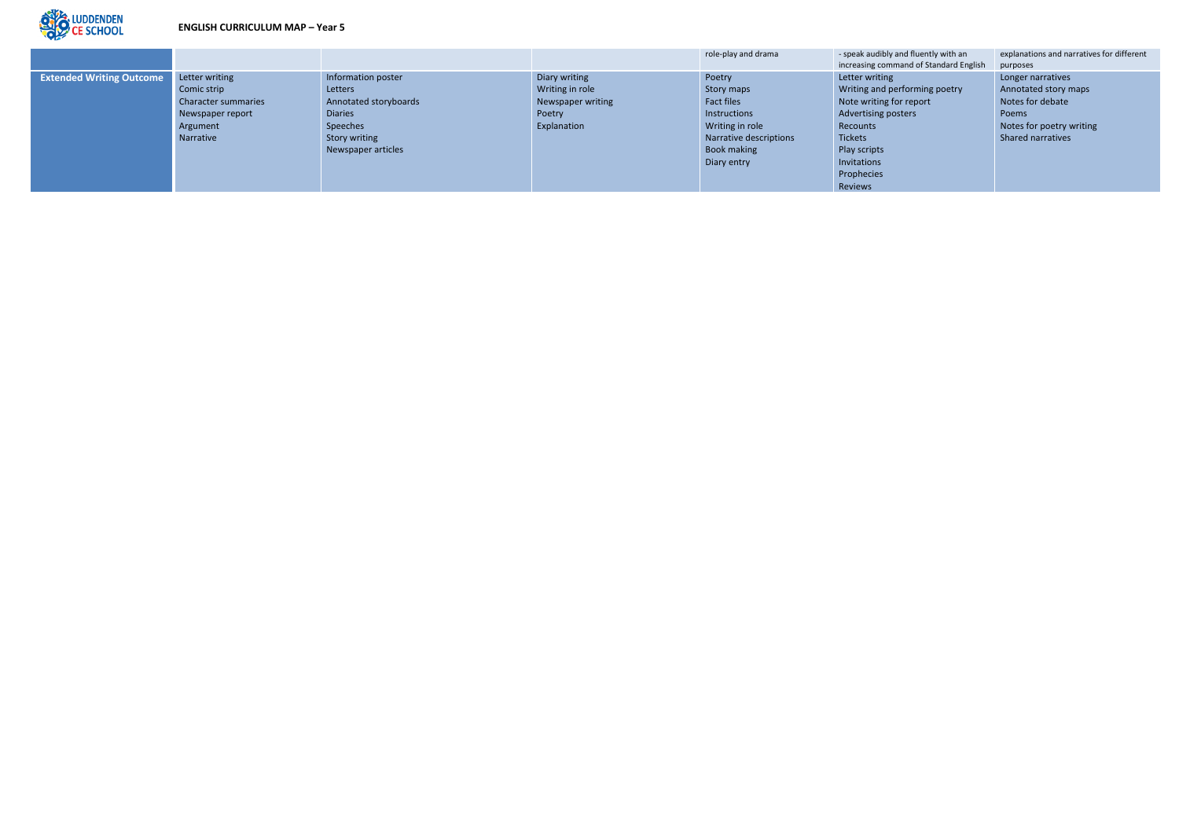**ENGLISH CURRICULUM MAP – Year 5**

| | | | | | | |
|---|---|---|---|---|---|---|
| | | | | role-play and drama | - speak audibly and fluently with an increasing command of Standard English | explanations and narratives for different purposes |
| **Extended Writing Outcome** | Letter writing<br>Comic strip<br>Character summaries<br>Newspaper report<br>Argument<br>Narrative | Information poster<br>Letters<br>Annotated storyboards<br>Diaries<br>Speeches<br>Story writing<br>Newspaper articles | Diary writing<br>Writing in role<br>Newspaper writing<br>Poetry<br>Explanation | Poetry<br>Story maps<br>Fact files<br>Instructions<br>Writing in role<br>Narrative descriptions<br>Book making<br>Diary entry | Letter writing<br>Writing and performing poetry<br>Note writing for report<br>Advertising posters<br>Recounts<br>Tickets<br>Play scripts<br>Invitations<br>Prophecies<br>Reviews | Longer narratives<br>Annotated story maps<br>Notes for debate<br>Poems<br>Notes for poetry writing<br>Shared narratives |